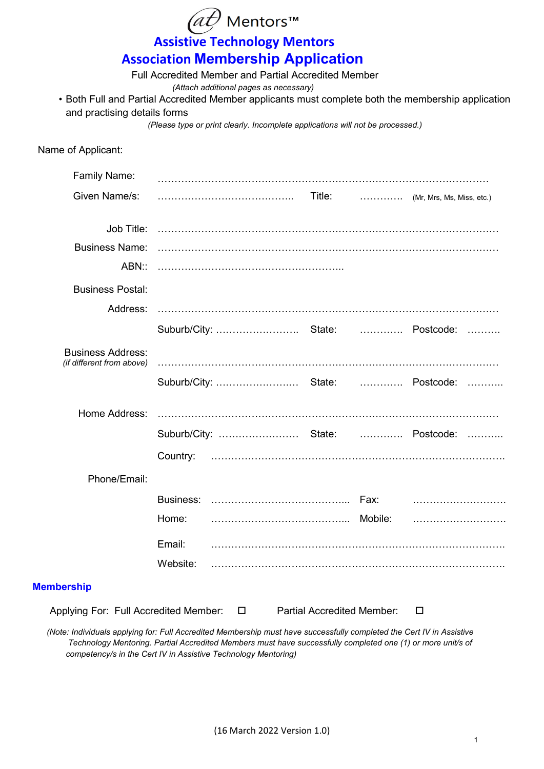(at) Mentors™

# Assistive Technology Mentors Association Membership Application

Full Accredited Member and Partial Accredited Member

*(Attach additional pages as necessary)*

- Both Full and Partial Accredited Member applicants must complete both the membership application and practising details forms

*(Please type or print clearly. Incomplete applications will not be processed.)*

Name of Applicant:

Family Name: ……………………………………………………………………………………………

Given Name/s: …………………………………….. Title: …………. (Mr, Mrs, Ms, Miss, etc.)

Job Title: ………………………………………………………………………………………………

Business Name: ………………………………………………………………………………………………

ABN:: ………………………………………………..

Business Postal:

Address: ………………………………………………………………………………………………

Suburb/City: ……………………. State: …………. Postcode: ……….

Business Address: *(if different from above)* ………………………………………………………………………………………………

Suburb/City: ……………………. State: …………. Postcode: ………..

Home Address: ………………………………………………………………………………………………

Suburb/City: ……………………. State: …………. Postcode: ………..

Country: …………………………………………………………………………………

Phone/Email:

Business: …………………………………... Fax: ……………………….

Home: …………………………………….. Mobile: ……………………….

Email: …………………………………………………………………………………

Website: …………………………………………………………………………………

## Membership

Applying For: Full Accredited Member: ☐ Partial Accredited Member: ☐

*(Note: Individuals applying for: Full Accredited Membership must have successfully completed the Cert IV in Assistive Technology Mentoring. Partial Accredited Members must have successfully completed one (1) or more unit/s of competency/s in the Cert IV in Assistive Technology Mentoring)*

(16 March 2022 Version 1.0)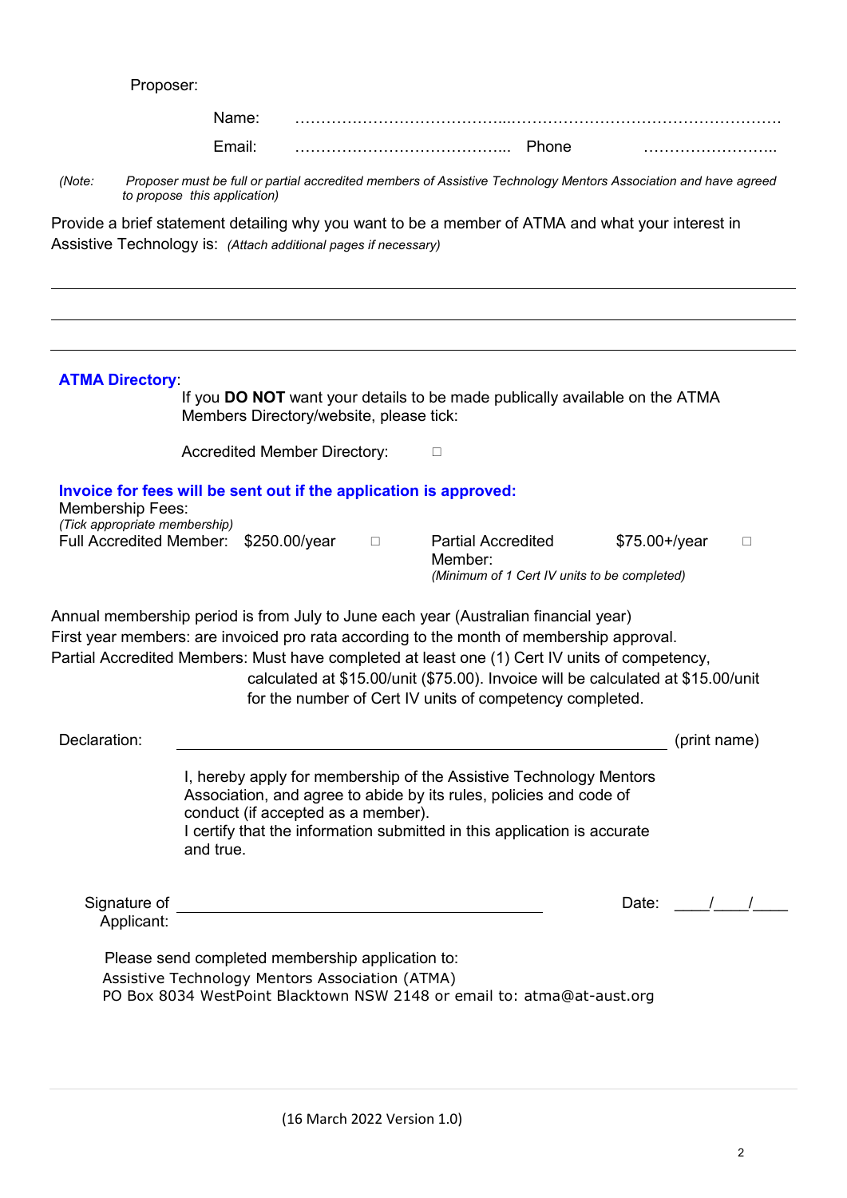Proposer:

Name: ……………………………………...……………………………………………

Email: …………………………………... Phone ……………………..

*(Note: Proposer must be full or partial accredited members of Assistive Technology Mentors Association and have agreed to propose this application)*

Provide a brief statement detailing why you want to be a member of ATMA and what your interest in Assistive Technology is: *(Attach additional pages if necessary)*

______________________________________________________________________________

______________________________________________________________________________

______________________________________________________________________________

**ATMA Directory**:

If you **DO NOT** want your details to be made publically available on the ATMA Members Directory/website, please tick:

Accredited Member Directory: □

**Invoice for fees will be sent out if the application is approved:**

Membership Fees:
*(Tick appropriate membership)*

Full Accredited Member: $250.00/year □

Partial Accredited Member: $75.00+/year □
*(Minimum of 1 Cert IV units to be completed)*

Annual membership period is from July to June each year (Australian financial year)
First year members: are invoiced pro rata according to the month of membership approval.
Partial Accredited Members: Must have completed at least one (1) Cert IV units of competency, calculated at $15.00/unit ($75.00). Invoice will be calculated at $15.00/unit for the number of Cert IV units of competency completed.

Declaration: ______________________________________________ (print name)

I, hereby apply for membership of the Assistive Technology Mentors Association, and agree to abide by its rules, policies and code of conduct (if accepted as a member).
I certify that the information submitted in this application is accurate and true.

Signature of Applicant: ____________________________________ Date: ____/____/____

Please send completed membership application to:
Assistive Technology Mentors Association (ATMA)
PO Box 8034 WestPoint Blacktown NSW 2148 or email to: atma@at-aust.org

(16 March 2022 Version 1.0)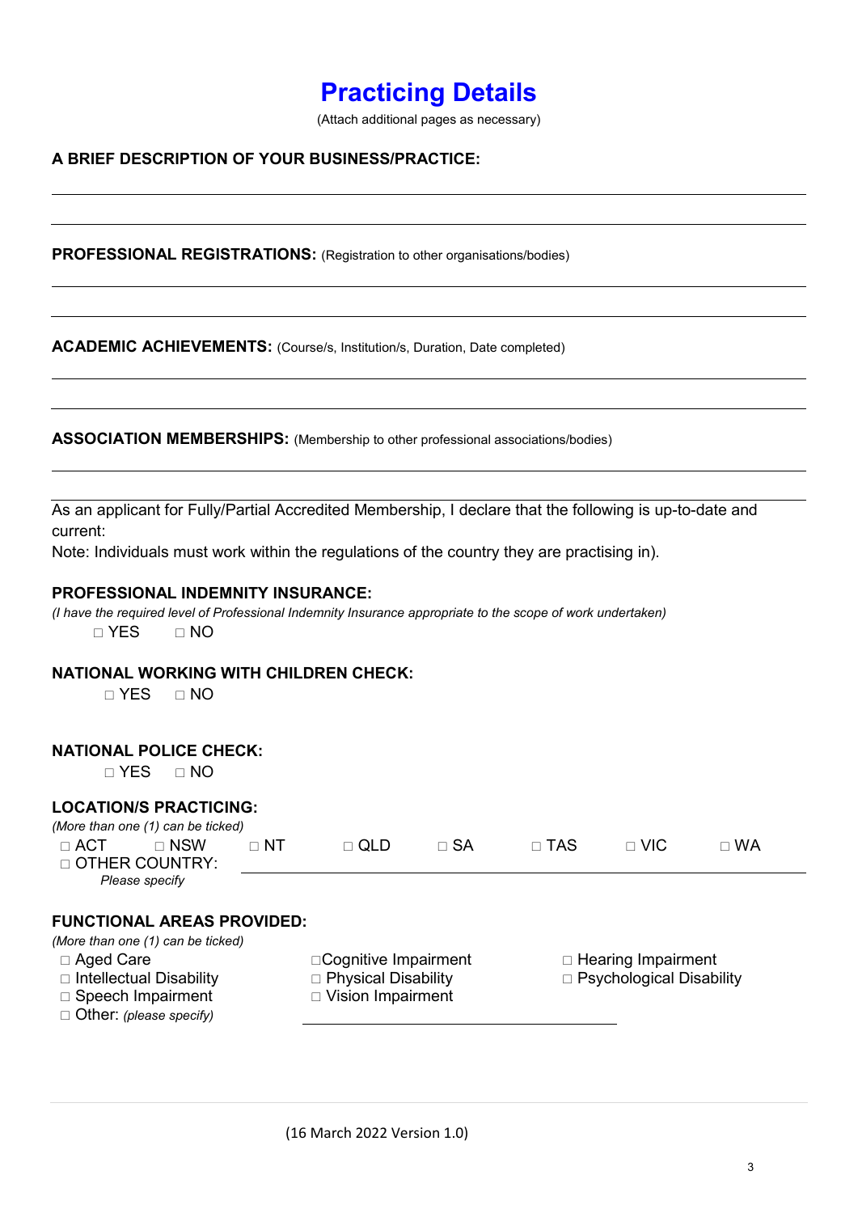# Practicing Details

(Attach additional pages as necessary)

**A BRIEF DESCRIPTION OF YOUR BUSINESS/PRACTICE:**

______________________________________________________________________

______________________________________________________________________

**PROFESSIONAL REGISTRATIONS:** (Registration to other organisations/bodies)

______________________________________________________________________

______________________________________________________________________

**ACADEMIC ACHIEVEMENTS:** (Course/s, Institution/s, Duration, Date completed)

______________________________________________________________________

______________________________________________________________________

**ASSOCIATION MEMBERSHIPS:** (Membership to other professional associations/bodies)

______________________________________________________________________

______________________________________________________________________

As an applicant for Fully/Partial Accredited Membership, I declare that the following is up-to-date and current:
Note: Individuals must work within the regulations of the country they are practising in).

**PROFESSIONAL INDEMNITY INSURANCE:**
*(I have the required level of Professional Indemnity Insurance appropriate to the scope of work undertaken)*
□ YES □ NO

**NATIONAL WORKING WITH CHILDREN CHECK:**
□ YES □ NO

**NATIONAL POLICE CHECK:**
□ YES □ NO

**LOCATION/S PRACTICING:**
*(More than one (1) can be ticked)*
□ ACT □ NSW □ NT □ QLD □ SA □ TAS □ VIC □ WA
□ OTHER COUNTRY: ______________________________
*Please specify*

**FUNCTIONAL AREAS PROVIDED:**
*(More than one (1) can be ticked)*
□ Aged Care
□ Intellectual Disability
□ Speech Impairment
□ Cognitive Impairment
□ Physical Disability
□ Vision Impairment
□ Hearing Impairment
□ Psychological Disability
□ Other: *(please specify)* ______________________________

(16 March 2022 Version 1.0)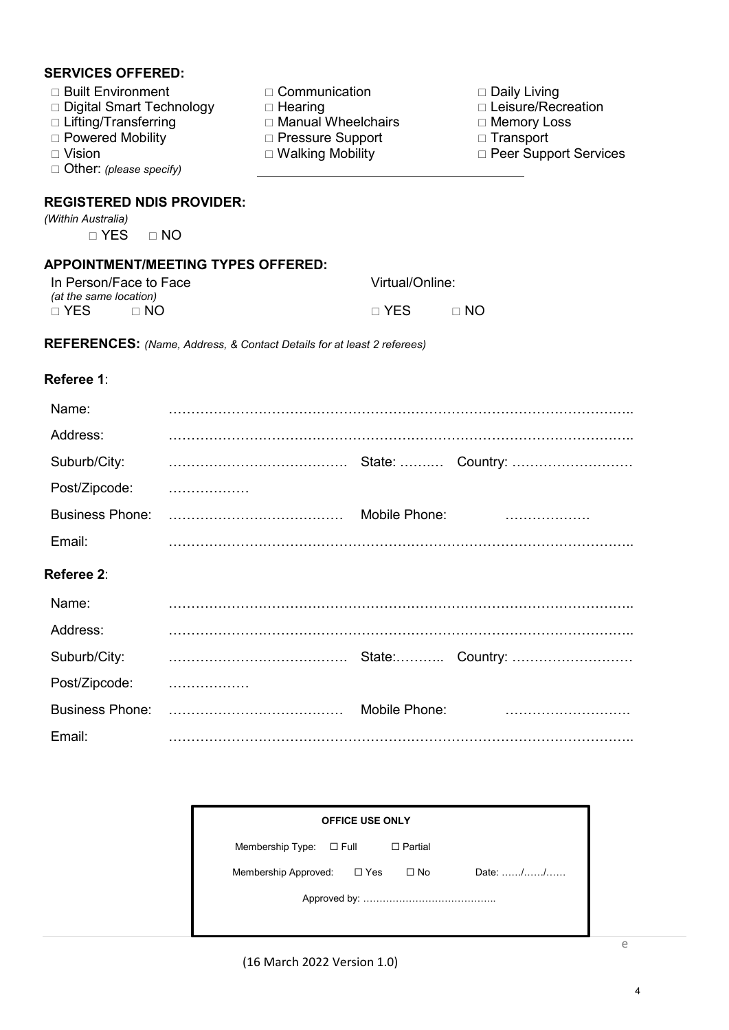**SERVICES OFFERED:**

□ Built Environment
□ Digital Smart Technology
□ Lifting/Transferring
□ Powered Mobility
□ Vision
□ Other: *(please specify)* ________________________________
□ Communication
□ Hearing
□ Manual Wheelchairs
□ Pressure Support
□ Walking Mobility
□ Daily Living
□ Leisure/Recreation
□ Memory Loss
□ Transport
□ Peer Support Services

**REGISTERED NDIS PROVIDER:**
*(Within Australia)*
□ YES □ NO

**APPOINTMENT/MEETING TYPES OFFERED:**

In Person/Face to Face
*(at the same location)*
□ YES □ NO

Virtual/Online:
□ YES □ NO

**REFERENCES:** *(Name, Address, & Contact Details for at least 2 referees)*

**Referee 1**:

Name: ……………………………………………………………………………………………..
Address: ……………………………………………………………………………………………..
Suburb/City: …………………………………. State: ……… Country: ………………………
Post/Zipcode: ………………
Business Phone: ………………………………… Mobile Phone: ……………….
Email: ……………………………………………………………………………………………..

**Referee 2**:

Name: ……………………………………………………………………………………………..
Address: ……………………………………………………………………………………………..
Suburb/City: …………………………………. State:……….. Country: ………………………
Post/Zipcode: ………………
Business Phone: ………………………………… Mobile Phone: ……………………….
Email: ……………………………………………………………………………………………..

**OFFICE USE ONLY**

Membership Type: ☐ Full ☐ Partial
Membership Approved: ☐ Yes ☐ No Date: ……/……/……
Approved by: …………………………………..

(16 March 2022 Version 1.0)